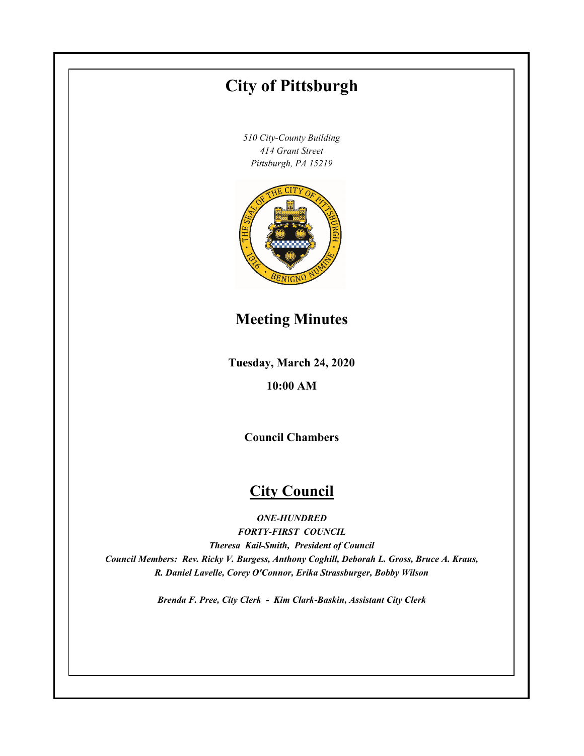# City of Pittsburgh

*510 City-County Building*
*414 Grant Street*
*Pittsburgh, PA 15219*

## Meeting Minutes

**Tuesday, March 24, 2020**

**10:00 AM**

**Council Chambers**

## City Council

***ONE-HUNDRED***
***FORTY-FIRST COUNCIL***
***Theresa Kail-Smith, President of Council***
***Council Members: Rev. Ricky V. Burgess, Anthony Coghill, Deborah L. Gross, Bruce A. Kraus, R. Daniel Lavelle, Corey O'Connor, Erika Strassburger, Bobby Wilson***

***Brenda F. Pree, City Clerk - Kim Clark-Baskin, Assistant City Clerk***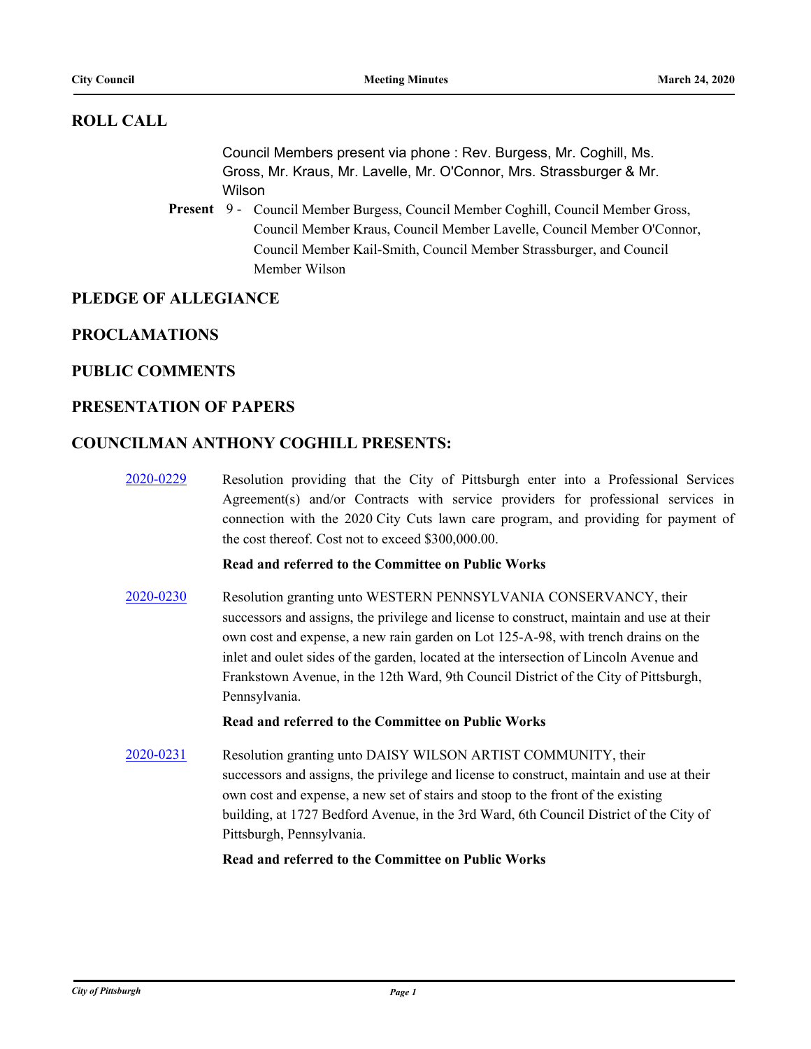## ROLL CALL

Council Members present via phone : Rev. Burgess, Mr. Coghill, Ms. Gross, Mr. Kraus, Mr. Lavelle, Mr. O'Connor, Mrs. Strassburger & Mr. Wilson

**Present** 9 - Council Member Burgess, Council Member Coghill, Council Member Gross, Council Member Kraus, Council Member Lavelle, Council Member O'Connor, Council Member Kail-Smith, Council Member Strassburger, and Council Member Wilson

## PLEDGE OF ALLEGIANCE

## PROCLAMATIONS

## PUBLIC COMMENTS

## PRESENTATION OF PAPERS

## COUNCILMAN ANTHONY COGHILL PRESENTS:

2020-0229 Resolution providing that the City of Pittsburgh enter into a Professional Services Agreement(s) and/or Contracts with service providers for professional services in connection with the 2020 City Cuts lawn care program, and providing for payment of the cost thereof. Cost not to exceed $300,000.00.

**Read and referred to the Committee on Public Works**

2020-0230 Resolution granting unto WESTERN PENNSYLVANIA CONSERVANCY, their successors and assigns, the privilege and license to construct, maintain and use at their own cost and expense, a new rain garden on Lot 125-A-98, with trench drains on the inlet and oulet sides of the garden, located at the intersection of Lincoln Avenue and Frankstown Avenue, in the 12th Ward, 9th Council District of the City of Pittsburgh, Pennsylvania.

**Read and referred to the Committee on Public Works**

2020-0231 Resolution granting unto DAISY WILSON ARTIST COMMUNITY, their successors and assigns, the privilege and license to construct, maintain and use at their own cost and expense, a new set of stairs and stoop to the front of the existing building, at 1727 Bedford Avenue, in the 3rd Ward, 6th Council District of the City of Pittsburgh, Pennsylvania.

**Read and referred to the Committee on Public Works**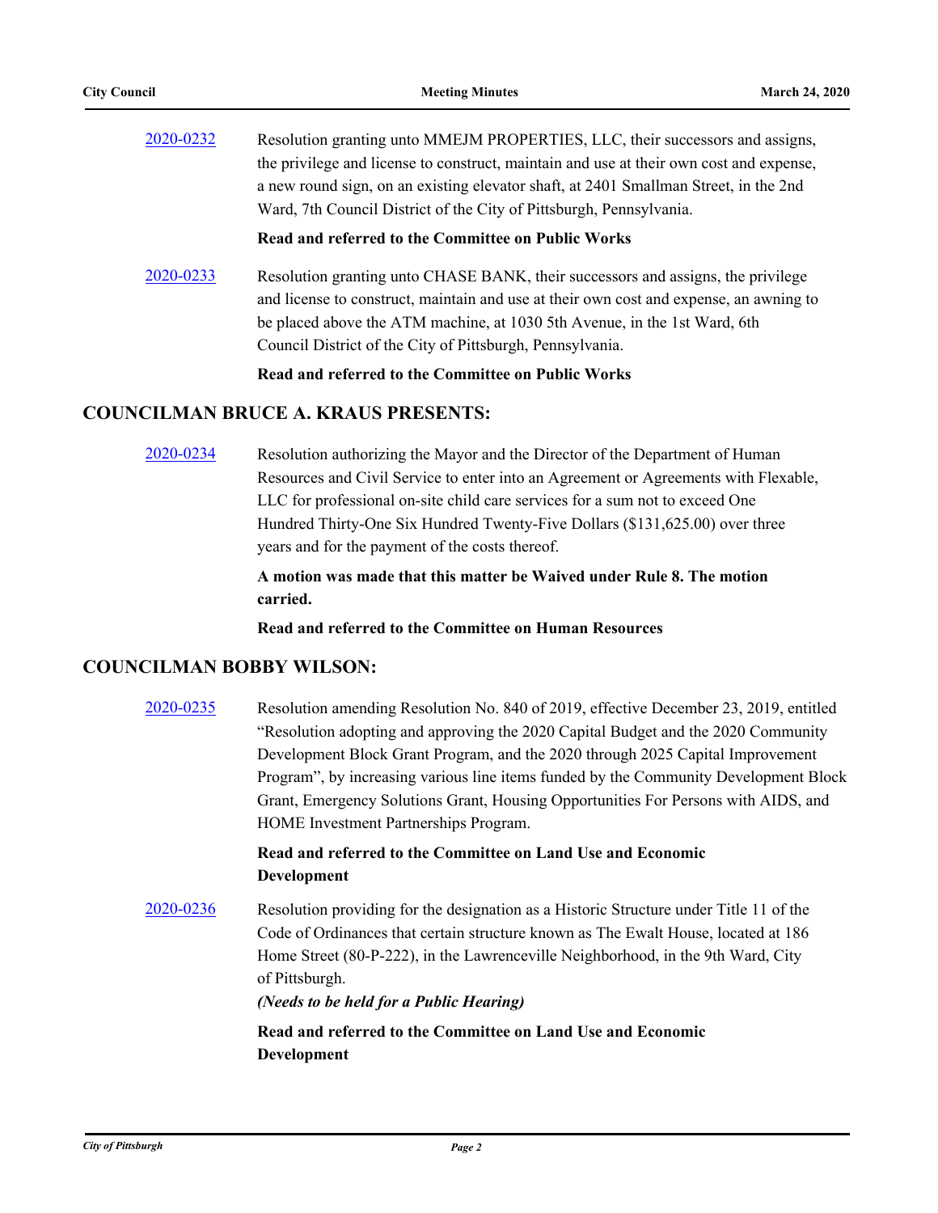2020-0232 Resolution granting unto MMEJM PROPERTIES, LLC, their successors and assigns, the privilege and license to construct, maintain and use at their own cost and expense, a new round sign, on an existing elevator shaft, at 2401 Smallman Street, in the 2nd Ward, 7th Council District of the City of Pittsburgh, Pennsylvania.

**Read and referred to the Committee on Public Works**

2020-0233 Resolution granting unto CHASE BANK, their successors and assigns, the privilege and license to construct, maintain and use at their own cost and expense, an awning to be placed above the ATM machine, at 1030 5th Avenue, in the 1st Ward, 6th Council District of the City of Pittsburgh, Pennsylvania.

**Read and referred to the Committee on Public Works**

## COUNCILMAN BRUCE A. KRAUS PRESENTS:

2020-0234 Resolution authorizing the Mayor and the Director of the Department of Human Resources and Civil Service to enter into an Agreement or Agreements with Flexable, LLC for professional on-site child care services for a sum not to exceed One Hundred Thirty-One Six Hundred Twenty-Five Dollars ($131,625.00) over three years and for the payment of the costs thereof.

**A motion was made that this matter be Waived under Rule 8. The motion carried.**

**Read and referred to the Committee on Human Resources**

## COUNCILMAN BOBBY WILSON:

2020-0235 Resolution amending Resolution No. 840 of 2019, effective December 23, 2019, entitled "Resolution adopting and approving the 2020 Capital Budget and the 2020 Community Development Block Grant Program, and the 2020 through 2025 Capital Improvement Program", by increasing various line items funded by the Community Development Block Grant, Emergency Solutions Grant, Housing Opportunities For Persons with AIDS, and HOME Investment Partnerships Program.

**Read and referred to the Committee on Land Use and Economic Development**

2020-0236 Resolution providing for the designation as a Historic Structure under Title 11 of the Code of Ordinances that certain structure known as The Ewalt House, located at 186 Home Street (80-P-222), in the Lawrenceville Neighborhood, in the 9th Ward, City of Pittsburgh.
***(Needs to be held for a Public Hearing)***

**Read and referred to the Committee on Land Use and Economic Development**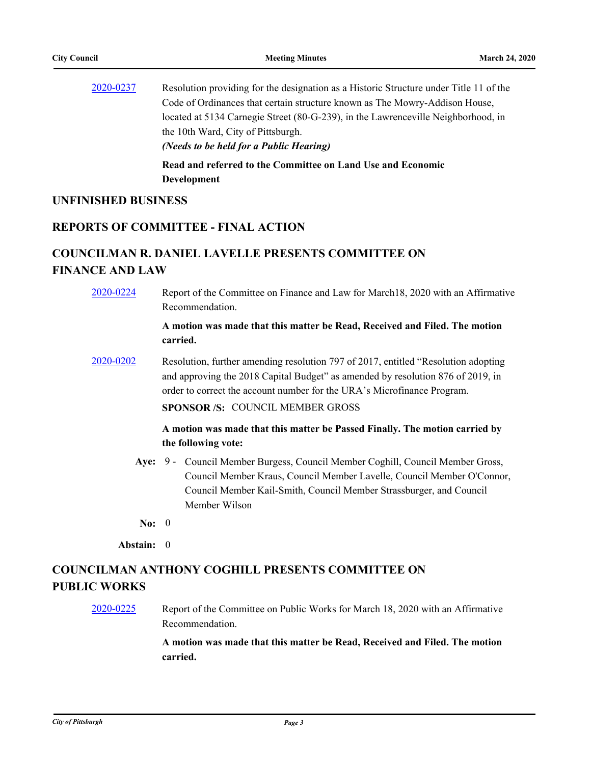2020-0237 Resolution providing for the designation as a Historic Structure under Title 11 of the Code of Ordinances that certain structure known as The Mowry-Addison House, located at 5134 Carnegie Street (80-G-239), in the Lawrenceville Neighborhood, in the 10th Ward, City of Pittsburgh.
***(Needs to be held for a Public Hearing)***

**Read and referred to the Committee on Land Use and Economic Development**

## UNFINISHED BUSINESS

## REPORTS OF COMMITTEE - FINAL ACTION

## COUNCILMAN R. DANIEL LAVELLE PRESENTS COMMITTEE ON FINANCE AND LAW

2020-0224 Report of the Committee on Finance and Law for March18, 2020 with an Affirmative Recommendation.

**A motion was made that this matter be Read, Received and Filed. The motion carried.**

2020-0202 Resolution, further amending resolution 797 of 2017, entitled "Resolution adopting and approving the 2018 Capital Budget" as amended by resolution 876 of 2019, in order to correct the account number for the URA's Microfinance Program.

**SPONSOR /S:** COUNCIL MEMBER GROSS

**A motion was made that this matter be Passed Finally. The motion carried by the following vote:**

**Aye:** 9 - Council Member Burgess, Council Member Coghill, Council Member Gross, Council Member Kraus, Council Member Lavelle, Council Member O'Connor, Council Member Kail-Smith, Council Member Strassburger, and Council Member Wilson

**No:** 0

**Abstain:** 0

## COUNCILMAN ANTHONY COGHILL PRESENTS COMMITTEE ON PUBLIC WORKS

2020-0225 Report of the Committee on Public Works for March 18, 2020 with an Affirmative Recommendation.

**A motion was made that this matter be Read, Received and Filed. The motion carried.**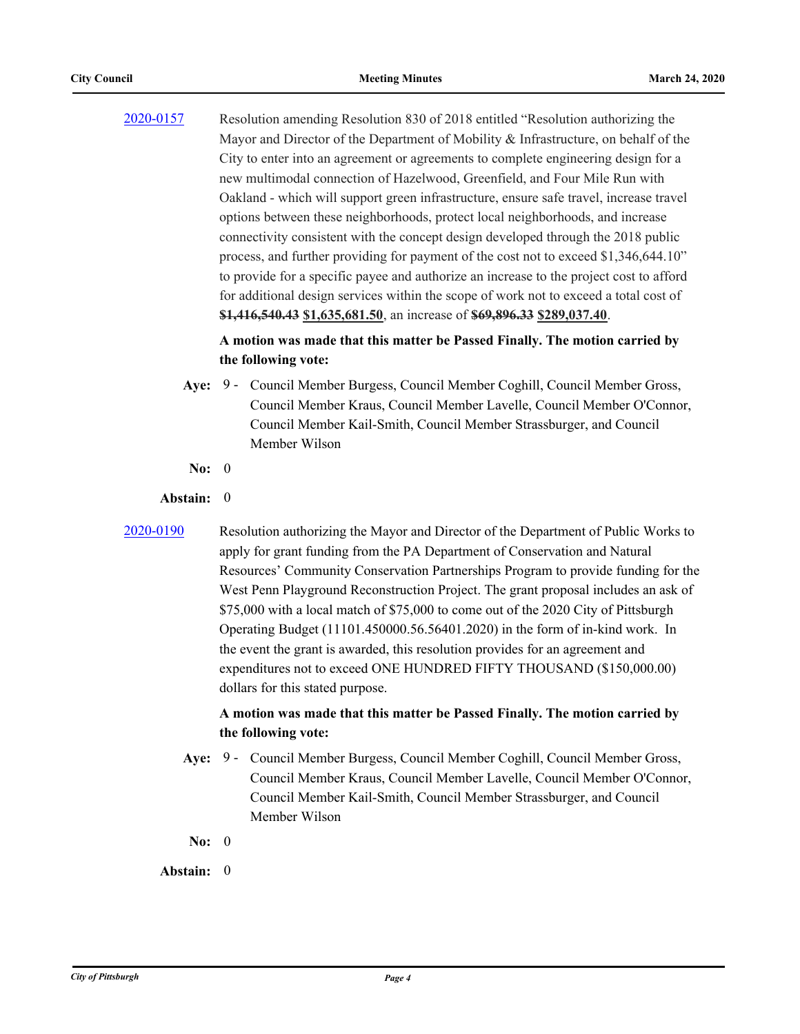[2020-0157](2020-0157) Resolution amending Resolution 830 of 2018 entitled "Resolution authorizing the Mayor and Director of the Department of Mobility & Infrastructure, on behalf of the City to enter into an agreement or agreements to complete engineering design for a new multimodal connection of Hazelwood, Greenfield, and Four Mile Run with Oakland - which will support green infrastructure, ensure safe travel, increase travel options between these neighborhoods, protect local neighborhoods, and increase connectivity consistent with the concept design developed through the 2018 public process, and further providing for payment of the cost not to exceed $1,346,644.10" to provide for a specific payee and authorize an increase to the project cost to afford for additional design services within the scope of work not to exceed a total cost of ~~**$1,416,540.43**~~ **$1,635,681.50**, an increase of ~~**$69,896.33**~~ **$289,037.40**.

**A motion was made that this matter be Passed Finally. The motion carried by the following vote:**

**Aye:** 9 - Council Member Burgess, Council Member Coghill, Council Member Gross, Council Member Kraus, Council Member Lavelle, Council Member O'Connor, Council Member Kail-Smith, Council Member Strassburger, and Council Member Wilson

**No:** 0

**Abstain:** 0

[2020-0190](2020-0190) Resolution authorizing the Mayor and Director of the Department of Public Works to apply for grant funding from the PA Department of Conservation and Natural Resources' Community Conservation Partnerships Program to provide funding for the West Penn Playground Reconstruction Project. The grant proposal includes an ask of $75,000 with a local match of $75,000 to come out of the 2020 City of Pittsburgh Operating Budget (11101.450000.56.56401.2020) in the form of in-kind work. In the event the grant is awarded, this resolution provides for an agreement and expenditures not to exceed ONE HUNDRED FIFTY THOUSAND ($150,000.00) dollars for this stated purpose.

**A motion was made that this matter be Passed Finally. The motion carried by the following vote:**

**Aye:** 9 - Council Member Burgess, Council Member Coghill, Council Member Gross, Council Member Kraus, Council Member Lavelle, Council Member O'Connor, Council Member Kail-Smith, Council Member Strassburger, and Council Member Wilson

**No:** 0

**Abstain:** 0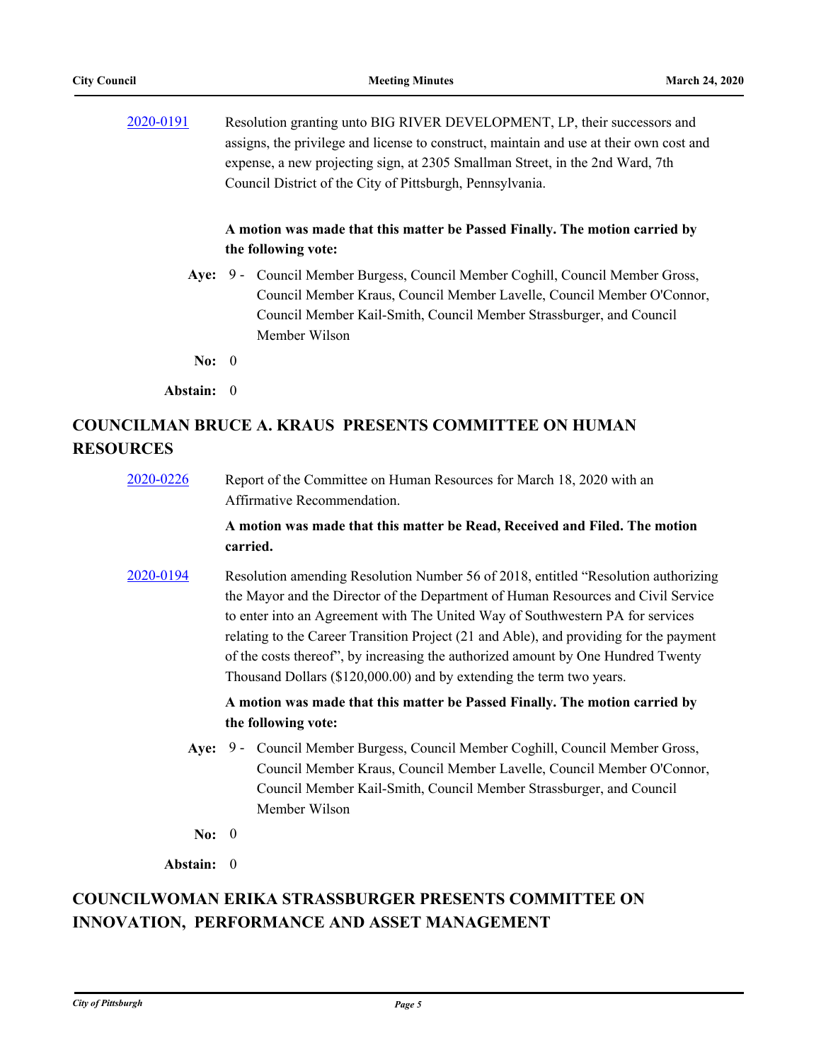2020-0191 Resolution granting unto BIG RIVER DEVELOPMENT, LP, their successors and assigns, the privilege and license to construct, maintain and use at their own cost and expense, a new projecting sign, at 2305 Smallman Street, in the 2nd Ward, 7th Council District of the City of Pittsburgh, Pennsylvania.

**A motion was made that this matter be Passed Finally. The motion carried by the following vote:**

**Aye:** 9 - Council Member Burgess, Council Member Coghill, Council Member Gross, Council Member Kraus, Council Member Lavelle, Council Member O'Connor, Council Member Kail-Smith, Council Member Strassburger, and Council Member Wilson

**No:** 0

**Abstain:** 0

## COUNCILMAN BRUCE A. KRAUS PRESENTS COMMITTEE ON HUMAN RESOURCES

2020-0226 Report of the Committee on Human Resources for March 18, 2020 with an Affirmative Recommendation.

**A motion was made that this matter be Read, Received and Filed. The motion carried.**

2020-0194 Resolution amending Resolution Number 56 of 2018, entitled “Resolution authorizing the Mayor and the Director of the Department of Human Resources and Civil Service to enter into an Agreement with The United Way of Southwestern PA for services relating to the Career Transition Project (21 and Able), and providing for the payment of the costs thereof”, by increasing the authorized amount by One Hundred Twenty Thousand Dollars ($120,000.00) and by extending the term two years.

**A motion was made that this matter be Passed Finally. The motion carried by the following vote:**

**Aye:** 9 - Council Member Burgess, Council Member Coghill, Council Member Gross, Council Member Kraus, Council Member Lavelle, Council Member O'Connor, Council Member Kail-Smith, Council Member Strassburger, and Council Member Wilson

**No:** 0

**Abstain:** 0

## COUNCILWOMAN ERIKA STRASSBURGER PRESENTS COMMITTEE ON INNOVATION, PERFORMANCE AND ASSET MANAGEMENT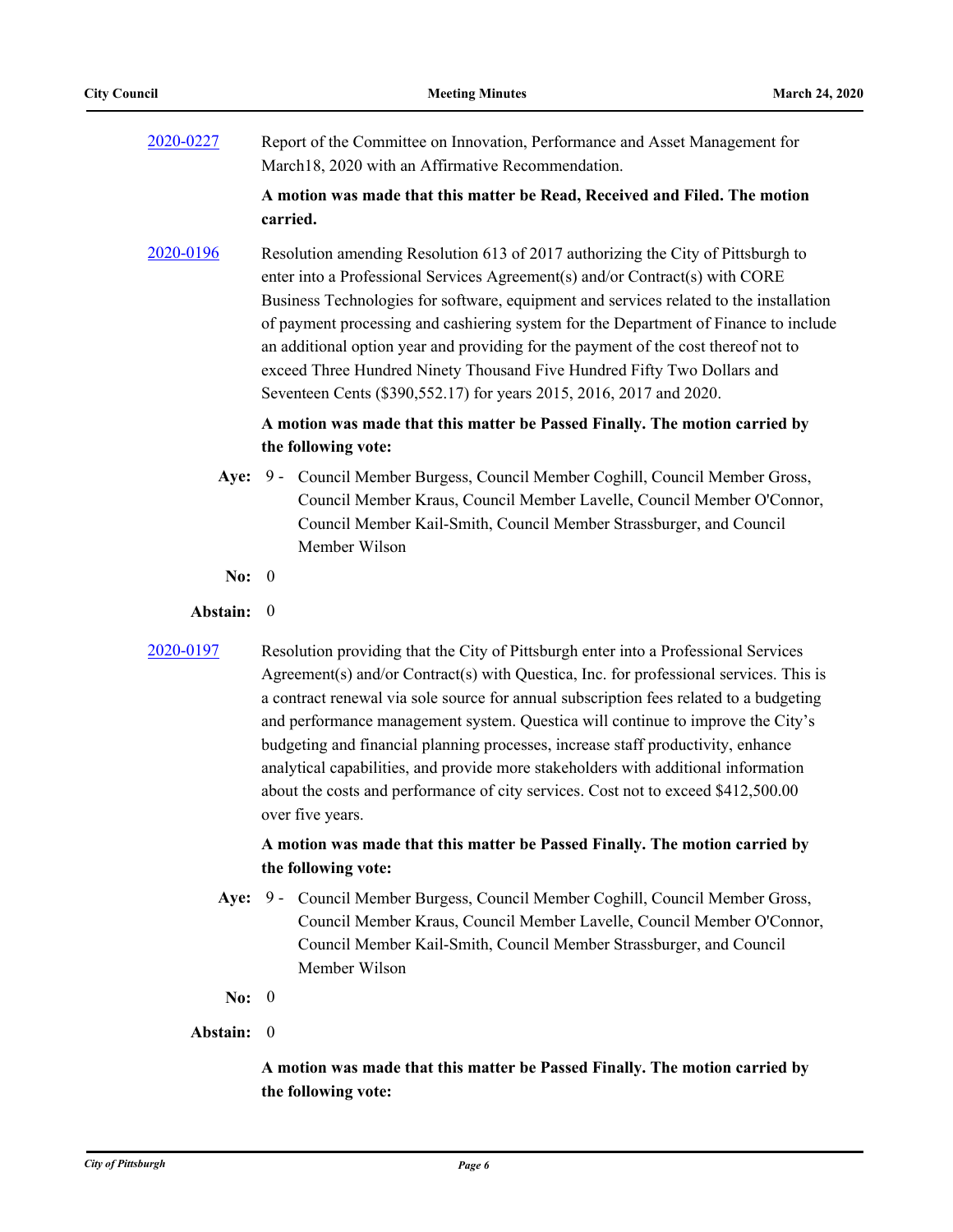2020-0227 Report of the Committee on Innovation, Performance and Asset Management for March18, 2020 with an Affirmative Recommendation.

**A motion was made that this matter be Read, Received and Filed. The motion carried.**

2020-0196 Resolution amending Resolution 613 of 2017 authorizing the City of Pittsburgh to enter into a Professional Services Agreement(s) and/or Contract(s) with CORE Business Technologies for software, equipment and services related to the installation of payment processing and cashiering system for the Department of Finance to include an additional option year and providing for the payment of the cost thereof not to exceed Three Hundred Ninety Thousand Five Hundred Fifty Two Dollars and Seventeen Cents ($390,552.17) for years 2015, 2016, 2017 and 2020.

**A motion was made that this matter be Passed Finally. The motion carried by the following vote:**

**Aye:** 9 - Council Member Burgess, Council Member Coghill, Council Member Gross, Council Member Kraus, Council Member Lavelle, Council Member O'Connor, Council Member Kail-Smith, Council Member Strassburger, and Council Member Wilson

**No:** 0

**Abstain:** 0

2020-0197 Resolution providing that the City of Pittsburgh enter into a Professional Services Agreement(s) and/or Contract(s) with Questica, Inc. for professional services. This is a contract renewal via sole source for annual subscription fees related to a budgeting and performance management system. Questica will continue to improve the City's budgeting and financial planning processes, increase staff productivity, enhance analytical capabilities, and provide more stakeholders with additional information about the costs and performance of city services. Cost not to exceed $412,500.00 over five years.

**A motion was made that this matter be Passed Finally. The motion carried by the following vote:**

**Aye:** 9 - Council Member Burgess, Council Member Coghill, Council Member Gross, Council Member Kraus, Council Member Lavelle, Council Member O'Connor, Council Member Kail-Smith, Council Member Strassburger, and Council Member Wilson

**No:** 0

**Abstain:** 0

**A motion was made that this matter be Passed Finally. The motion carried by the following vote:**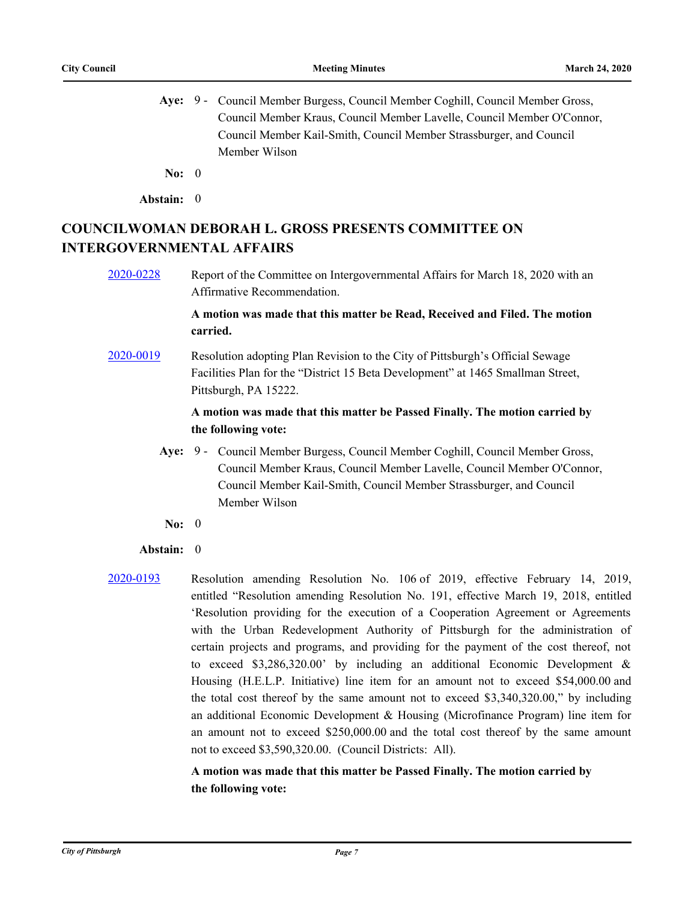**Aye:** 9 - Council Member Burgess, Council Member Coghill, Council Member Gross, Council Member Kraus, Council Member Lavelle, Council Member O'Connor, Council Member Kail-Smith, Council Member Strassburger, and Council Member Wilson

**No:** 0

**Abstain:** 0

## COUNCILWOMAN DEBORAH L. GROSS PRESENTS COMMITTEE ON INTERGOVERNMENTAL AFFAIRS

2020-0228 Report of the Committee on Intergovernmental Affairs for March 18, 2020 with an Affirmative Recommendation.

**A motion was made that this matter be Read, Received and Filed. The motion carried.**

2020-0019 Resolution adopting Plan Revision to the City of Pittsburgh's Official Sewage Facilities Plan for the "District 15 Beta Development" at 1465 Smallman Street, Pittsburgh, PA 15222.

**A motion was made that this matter be Passed Finally. The motion carried by the following vote:**

**Aye:** 9 - Council Member Burgess, Council Member Coghill, Council Member Gross, Council Member Kraus, Council Member Lavelle, Council Member O'Connor, Council Member Kail-Smith, Council Member Strassburger, and Council Member Wilson

**No:** 0

**Abstain:** 0

2020-0193 Resolution amending Resolution No. 106 of 2019, effective February 14, 2019, entitled "Resolution amending Resolution No. 191, effective March 19, 2018, entitled 'Resolution providing for the execution of a Cooperation Agreement or Agreements with the Urban Redevelopment Authority of Pittsburgh for the administration of certain projects and programs, and providing for the payment of the cost thereof, not to exceed $3,286,320.00' by including an additional Economic Development & Housing (H.E.L.P. Initiative) line item for an amount not to exceed $54,000.00 and the total cost thereof by the same amount not to exceed $3,340,320.00," by including an additional Economic Development & Housing (Microfinance Program) line item for an amount not to exceed $250,000.00 and the total cost thereof by the same amount not to exceed $3,590,320.00. (Council Districts: All).

**A motion was made that this matter be Passed Finally. The motion carried by the following vote:**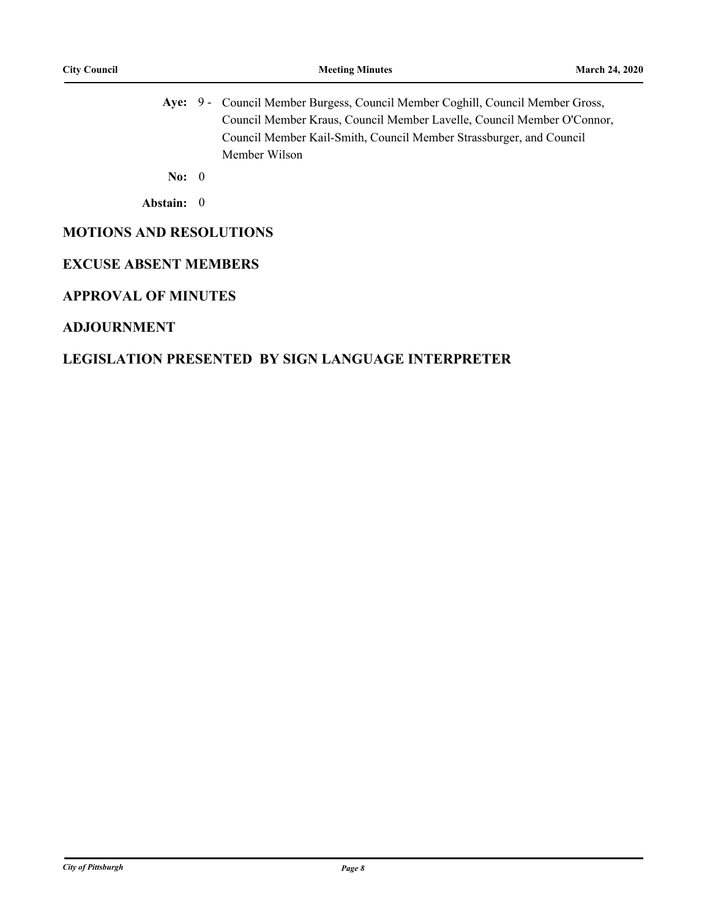**Aye:** 9 - Council Member Burgess, Council Member Coghill, Council Member Gross, Council Member Kraus, Council Member Lavelle, Council Member O'Connor, Council Member Kail-Smith, Council Member Strassburger, and Council Member Wilson

**No:** 0

**Abstain:** 0

## MOTIONS AND RESOLUTIONS

## EXCUSE ABSENT MEMBERS

## APPROVAL OF MINUTES

## ADJOURNMENT

## LEGISLATION PRESENTED BY SIGN LANGUAGE INTERPRETER